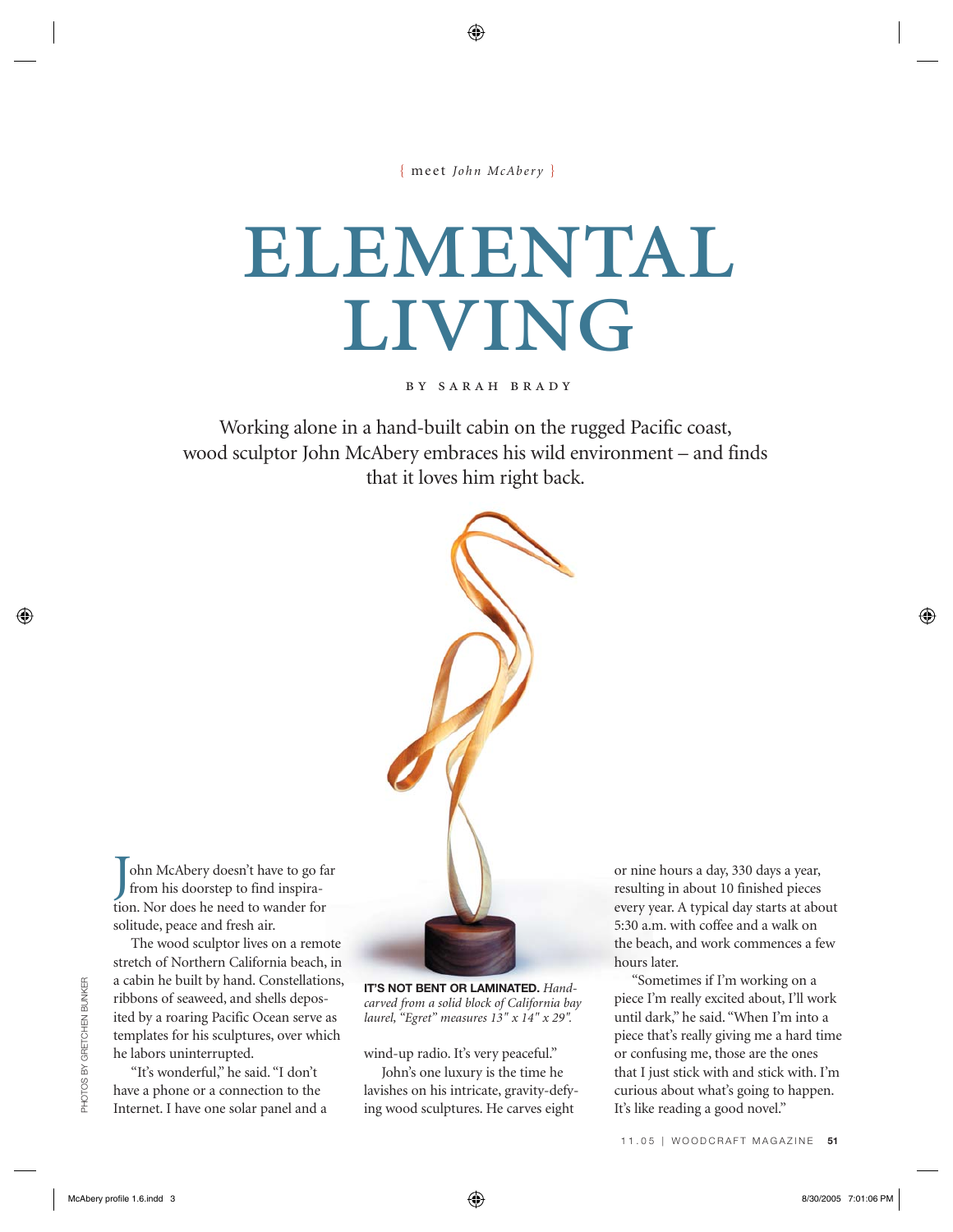{ meet *John McAbery* }

# ELEMENTAL LIVING

BY SARAH BRADY

Working alone in a hand-built cabin on the rugged Pacific coast, wood sculptor John McAbery embraces his wild environment – and finds that it loves him right back.

**IT'S NOT BENT OR LAMINATED.** *Hand-carved from a solid block of California bay laurel, "Egret" measures 13" x 14" x 29".*

John McAbery doesn't have to go far from his doorstep to find inspiration. Nor does he need to wander for solitude, peace and fresh air.

The wood sculptor lives on a remote stretch of Northern California beach, in a cabin he built by hand. Constellations, ribbons of seaweed, and shells deposited by a roaring Pacific Ocean serve as templates for his sculptures, over which he labors uninterrupted.

"It's wonderful," he said. "I don't have a phone or a connection to the Internet. I have one solar panel and a wind-up radio. It's very peaceful."

John's one luxury is the time he lavishes on his intricate, gravity-defying wood sculptures. He carves eight or nine hours a day, 330 days a year, resulting in about 10 finished pieces every year. A typical day starts at about 5:30 a.m. with coffee and a walk on the beach, and work commences a few hours later.

"Sometimes if I'm working on a piece I'm really excited about, I'll work until dark," he said. "When I'm into a piece that's really giving me a hard time or confusing me, those are the ones that I just stick with and stick with. I'm curious about what's going to happen. It's like reading a good novel."

PHOTOS BY GRETCHEN BUNKER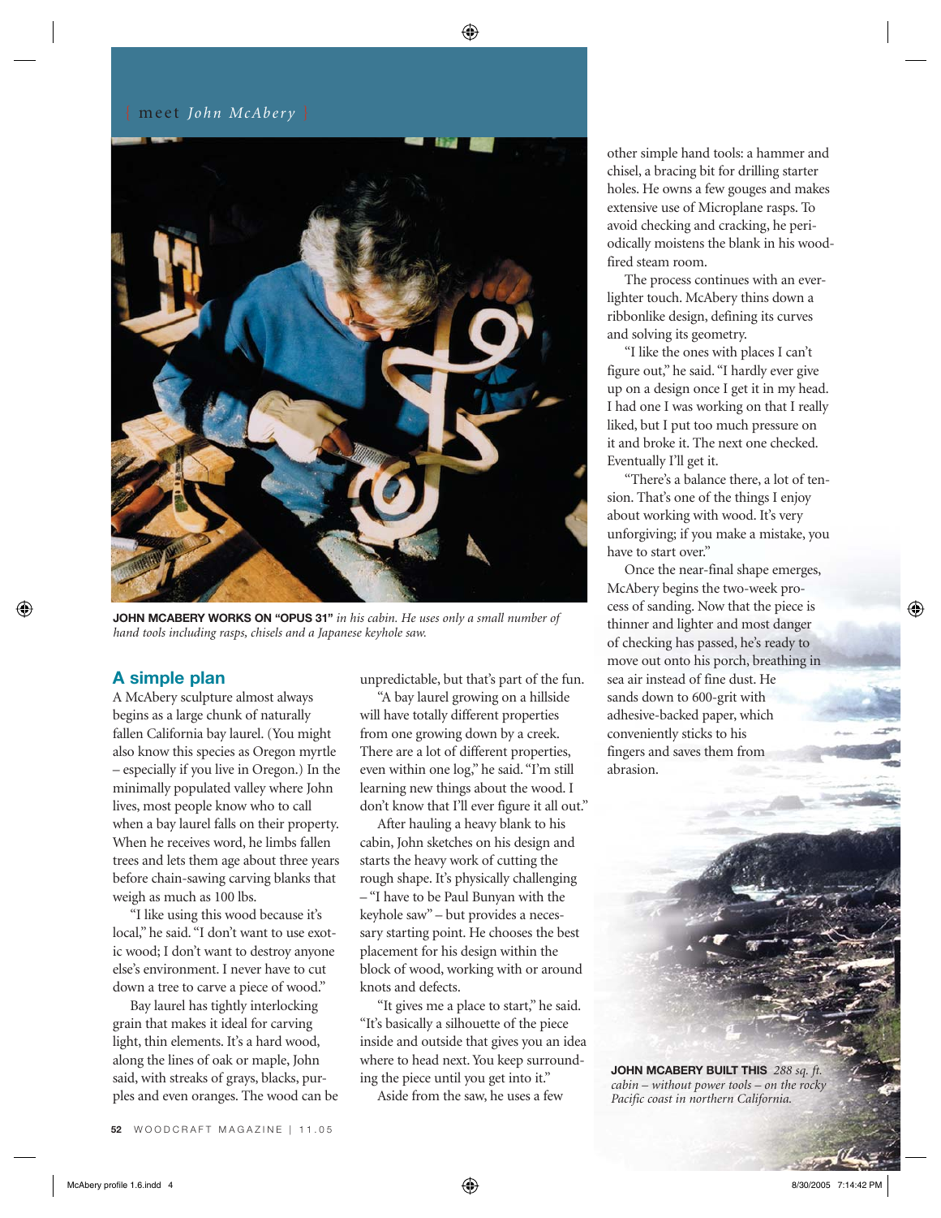meet *John McAbery*

**JOHN MCABERY WORKS ON "OPUS 31"** *in his cabin. He uses only a small number of hand tools including rasps, chisels and a Japanese keyhole saw.*

## A simple plan

A McAbery sculpture almost always begins as a large chunk of naturally fallen California bay laurel. (You might also know this species as Oregon myrtle – especially if you live in Oregon.) In the minimally populated valley where John lives, most people know who to call when a bay laurel falls on their property. When he receives word, he limbs fallen trees and lets them age about three years before chain-sawing carving blanks that weigh as much as 100 lbs.

"I like using this wood because it's local," he said. "I don't want to use exotic wood; I don't want to destroy anyone else's environment. I never have to cut down a tree to carve a piece of wood."

Bay laurel has tightly interlocking grain that makes it ideal for carving light, thin elements. It's a hard wood, along the lines of oak or maple, John said, with streaks of grays, blacks, purples and even oranges. The wood can be unpredictable, but that's part of the fun.

"A bay laurel growing on a hillside will have totally different properties from one growing down by a creek. There are a lot of different properties, even within one log," he said. "I'm still learning new things about the wood. I don't know that I'll ever figure it all out."

After hauling a heavy blank to his cabin, John sketches on his design and starts the heavy work of cutting the rough shape. It's physically challenging – "I have to be Paul Bunyan with the keyhole saw" – but provides a necessary starting point. He chooses the best placement for his design within the block of wood, working with or around knots and defects.

"It gives me a place to start," he said. "It's basically a silhouette of the piece inside and outside that gives you an idea where to head next. You keep surrounding the piece until you get into it."

Aside from the saw, he uses a few other simple hand tools: a hammer and chisel, a bracing bit for drilling starter holes. He owns a few gouges and makes extensive use of Microplane rasps. To avoid checking and cracking, he periodically moistens the blank in his wood-fired steam room.

The process continues with an ever-lighter touch. McAbery thins down a ribbonlike design, defining its curves and solving its geometry.

"I like the ones with places I can't figure out," he said. "I hardly ever give up on a design once I get it in my head. I had one I was working on that I really liked, but I put too much pressure on it and broke it. The next one checked. Eventually I'll get it.

"There's a balance there, a lot of tension. That's one of the things I enjoy about working with wood. It's very unforgiving; if you make a mistake, you have to start over."

Once the near-final shape emerges, McAbery begins the two-week process of sanding. Now that the piece is thinner and lighter and most danger of checking has passed, he's ready to move out onto his porch, breathing in sea air instead of fine dust. He sands down to 600-grit with adhesive-backed paper, which conveniently sticks to his fingers and saves them from abrasion.

**JOHN MCABERY BUILT THIS** *288 sq. ft. cabin – without power tools – on the rocky Pacific coast in northern California.*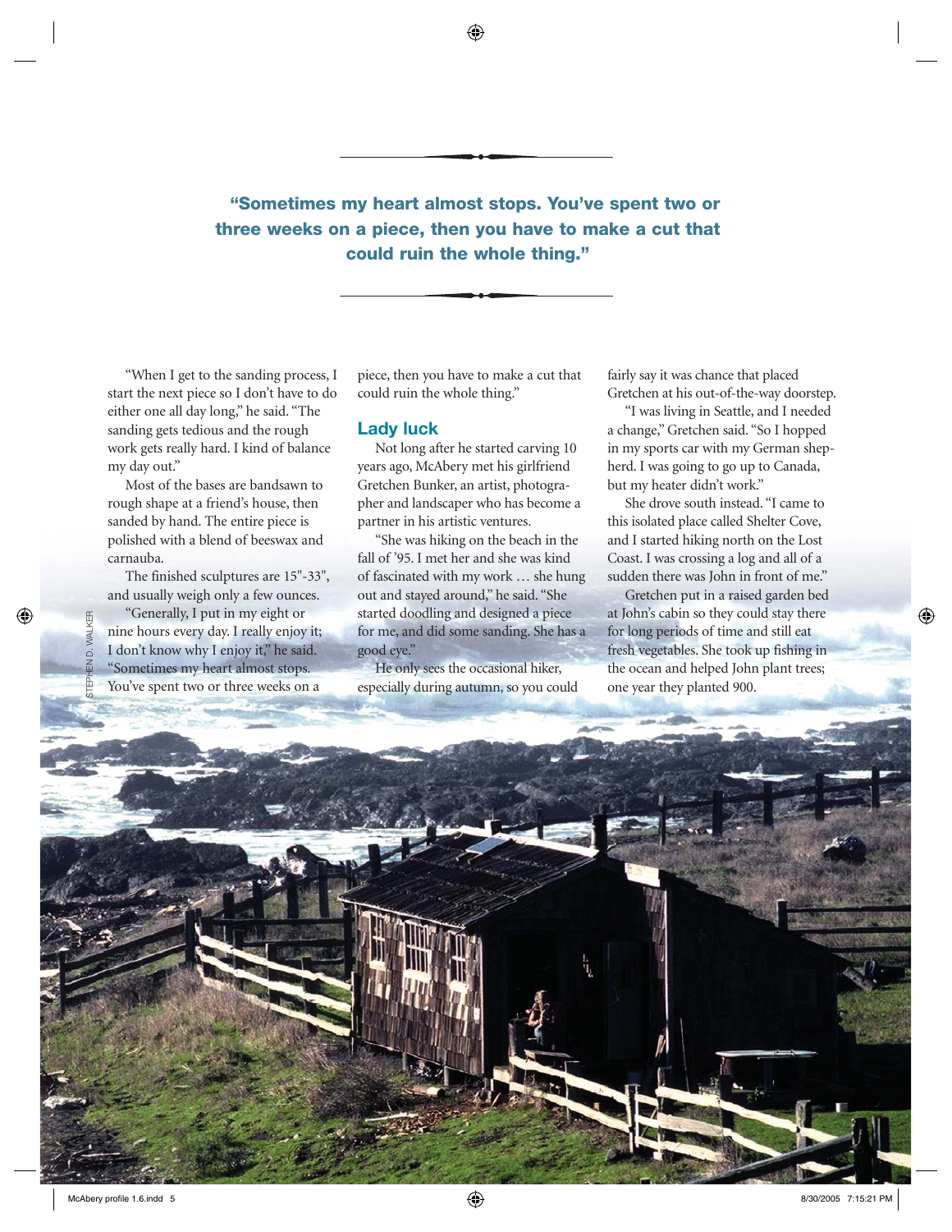**"Sometimes my heart almost stops. You've spent two or three weeks on a piece, then you have to make a cut that could ruin the whole thing."**

"When I get to the sanding process, I start the next piece so I don't have to do either one all day long," he said. "The sanding gets tedious and the rough work gets really hard. I kind of balance my day out."

Most of the bases are bandsawn to rough shape at a friend's house, then sanded by hand. The entire piece is polished with a blend of beeswax and carnauba.

The finished sculptures are 15"-33", and usually weigh only a few ounces.

"Generally, I put in my eight or nine hours every day. I really enjoy it; I don't know why I enjoy it," he said. "Sometimes my heart almost stops. You've spent two or three weeks on a piece, then you have to make a cut that could ruin the whole thing."

## Lady luck

Not long after he started carving 10 years ago, McAbery met his girlfriend Gretchen Bunker, an artist, photographer and landscaper who has become a partner in his artistic ventures.

"She was hiking on the beach in the fall of '95. I met her and she was kind of fascinated with my work … she hung out and stayed around," he said. "She started doodling and designed a piece for me, and did some sanding. She has a good eye."

He only sees the occasional hiker, especially during autumn, so you could fairly say it was chance that placed Gretchen at his out-of-the-way doorstep.

"I was living in Seattle, and I needed a change," Gretchen said. "So I hopped in my sports car with my German shepherd. I was going to go up to Canada, but my heater didn't work."

She drove south instead. "I came to this isolated place called Shelter Cove, and I started hiking north on the Lost Coast. I was crossing a log and all of a sudden there was John in front of me."

Gretchen put in a raised garden bed at John's cabin so they could stay there for long periods of time and still eat fresh vegetables. She took up fishing in the ocean and helped John plant trees; one year they planted 900.

STEPHEN D. WALKER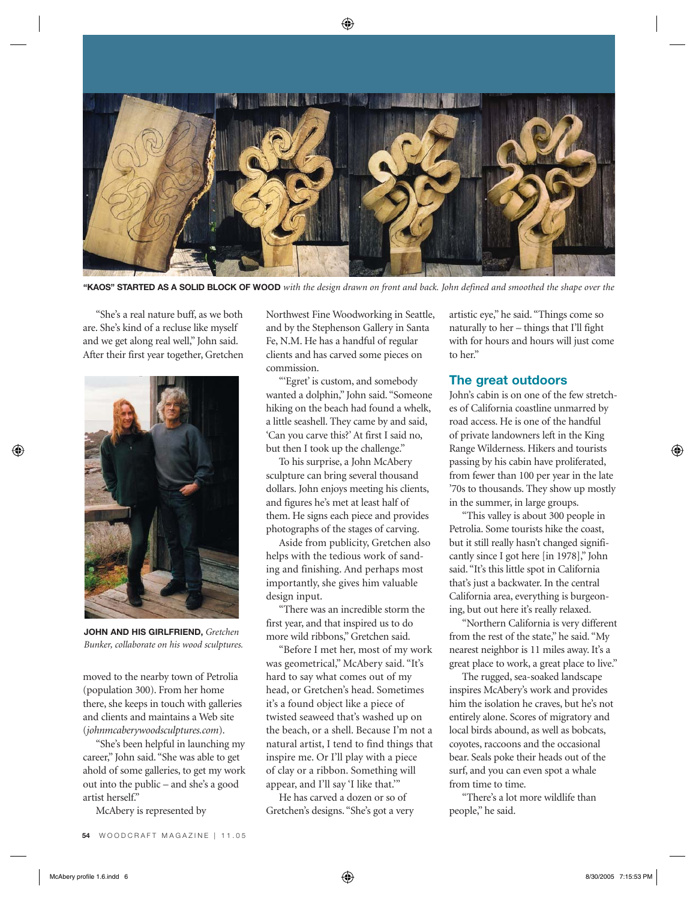**"KAOS" STARTED AS A SOLID BLOCK OF WOOD** *with the design drawn on front and back. John defined and smoothed the shape over the*

"She's a real nature buff, as we both are. She's kind of a recluse like myself and we get along real well," John said. After their first year together, Gretchen moved to the nearby town of Petrolia (population 300). From her home there, she keeps in touch with galleries and clients and maintains a Web site (*johnmcaberywoodsculptures.com*).

**JOHN AND HIS GIRLFRIEND,** *Gretchen Bunker, collaborate on his wood sculptures.*

"She's been helpful in launching my career," John said. "She was able to get ahold of some galleries, to get my work out into the public – and she's a good artist herself."

McAbery is represented by Northwest Fine Woodworking in Seattle, and by the Stephenson Gallery in Santa Fe, N.M. He has a handful of regular clients and has carved some pieces on commission.

"'Egret' is custom, and somebody wanted a dolphin," John said. "Someone hiking on the beach had found a whelk, a little seashell. They came by and said, 'Can you carve this?' At first I said no, but then I took up the challenge."

To his surprise, a John McAbery sculpture can bring several thousand dollars. John enjoys meeting his clients, and figures he's met at least half of them. He signs each piece and provides photographs of the stages of carving.

Aside from publicity, Gretchen also helps with the tedious work of sanding and finishing. And perhaps most importantly, she gives him valuable design input.

"There was an incredible storm the first year, and that inspired us to do more wild ribbons," Gretchen said.

"Before I met her, most of my work was geometrical," McAbery said. "It's hard to say what comes out of my head, or Gretchen's head. Sometimes it's a found object like a piece of twisted seaweed that's washed up on the beach, or a shell. Because I'm not a natural artist, I tend to find things that inspire me. Or I'll play with a piece of clay or a ribbon. Something will appear, and I'll say 'I like that.'"

He has carved a dozen or so of Gretchen's designs. "She's got a very artistic eye," he said. "Things come so naturally to her – things that I'll fight with for hours and hours will just come to her."

## The great outdoors

John's cabin is on one of the few stretches of California coastline unmarred by road access. He is one of the handful of private landowners left in the King Range Wilderness. Hikers and tourists passing by his cabin have proliferated, from fewer than 100 per year in the late '70s to thousands. They show up mostly in the summer, in large groups.

"This valley is about 300 people in Petrolia. Some tourists hike the coast, but it still really hasn't changed significantly since I got here [in 1978]," John said. "It's this little spot in California that's just a backwater. In the central California area, everything is burgeoning, but out here it's really relaxed.

"Northern California is very different from the rest of the state," he said. "My nearest neighbor is 11 miles away. It's a great place to work, a great place to live."

The rugged, sea-soaked landscape inspires McAbery's work and provides him the isolation he craves, but he's not entirely alone. Scores of migratory and local birds abound, as well as bobcats, coyotes, raccoons and the occasional bear. Seals poke their heads out of the surf, and you can even spot a whale from time to time.

"There's a lot more wildlife than people," he said.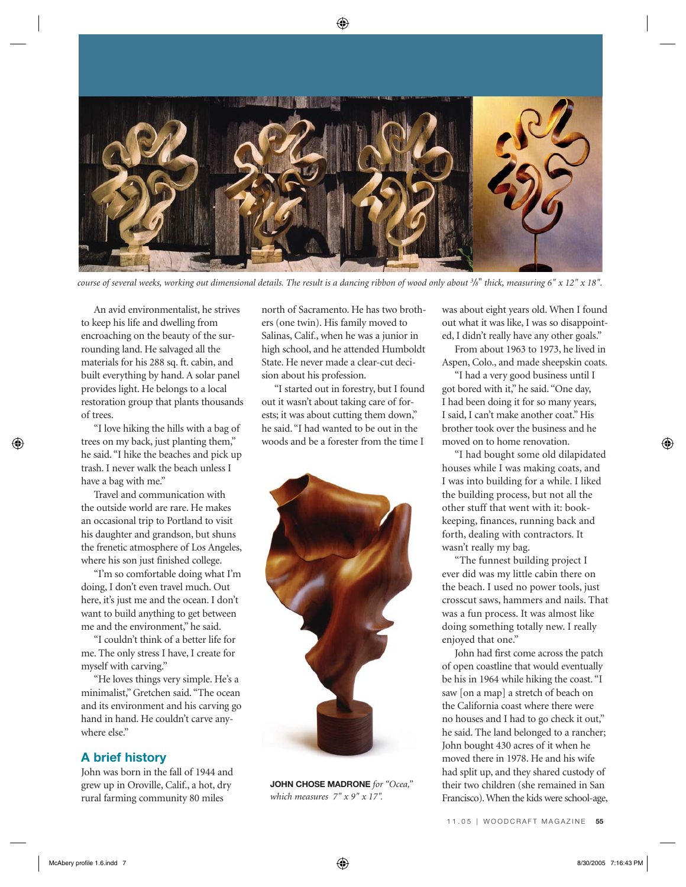*course of several weeks, working out dimensional details. The result is a dancing ribbon of wood only about 3/8" thick, measuring 6" x 12" x 18".*

An avid environmentalist, he strives to keep his life and dwelling from encroaching on the beauty of the surrounding land. He salvaged all the materials for his 288 sq. ft. cabin, and built everything by hand. A solar panel provides light. He belongs to a local restoration group that plants thousands of trees.

"I love hiking the hills with a bag of trees on my back, just planting them," he said. "I hike the beaches and pick up trash. I never walk the beach unless I have a bag with me."

Travel and communication with the outside world are rare. He makes an occasional trip to Portland to visit his daughter and grandson, but shuns the frenetic atmosphere of Los Angeles, where his son just finished college.

"I'm so comfortable doing what I'm doing, I don't even travel much. Out here, it's just me and the ocean. I don't want to build anything to get between me and the environment," he said.

"I couldn't think of a better life for me. The only stress I have, I create for myself with carving."

"He loves things very simple. He's a minimalist," Gretchen said. "The ocean and its environment and his carving go hand in hand. He couldn't carve anywhere else."

## A brief history

John was born in the fall of 1944 and grew up in Oroville, Calif., a hot, dry rural farming community 80 miles north of Sacramento. He has two brothers (one twin). His family moved to Salinas, Calif., when he was a junior in high school, and he attended Humboldt State. He never made a clear-cut decision about his profession.

"I started out in forestry, but I found out it wasn't about taking care of forests; it was about cutting them down," he said. "I had wanted to be out in the woods and be a forester from the time I was about eight years old. When I found out what it was like, I was so disappointed, I didn't really have any other goals."

**JOHN CHOSE MADRONE** *for "Ocea," which measures 7" x 9" x 17".*

From about 1963 to 1973, he lived in Aspen, Colo., and made sheepskin coats.

"I had a very good business until I got bored with it," he said. "One day, I had been doing it for so many years, I said, I can't make another coat." His brother took over the business and he moved on to home renovation.

"I had bought some old dilapidated houses while I was making coats, and I was into building for a while. I liked the building process, but not all the other stuff that went with it: bookkeeping, finances, running back and forth, dealing with contractors. It wasn't really my bag.

"The funnest building project I ever did was my little cabin there on the beach. I used no power tools, just crosscut saws, hammers and nails. That was a fun process. It was almost like doing something totally new. I really enjoyed that one."

John had first come across the patch of open coastline that would eventually be his in 1964 while hiking the coast. "I saw [on a map] a stretch of beach on the California coast where there were no houses and I had to go check it out," he said. The land belonged to a rancher; John bought 430 acres of it when he moved there in 1978. He and his wife had split up, and they shared custody of their two children (she remained in San Francisco). When the kids were school-age,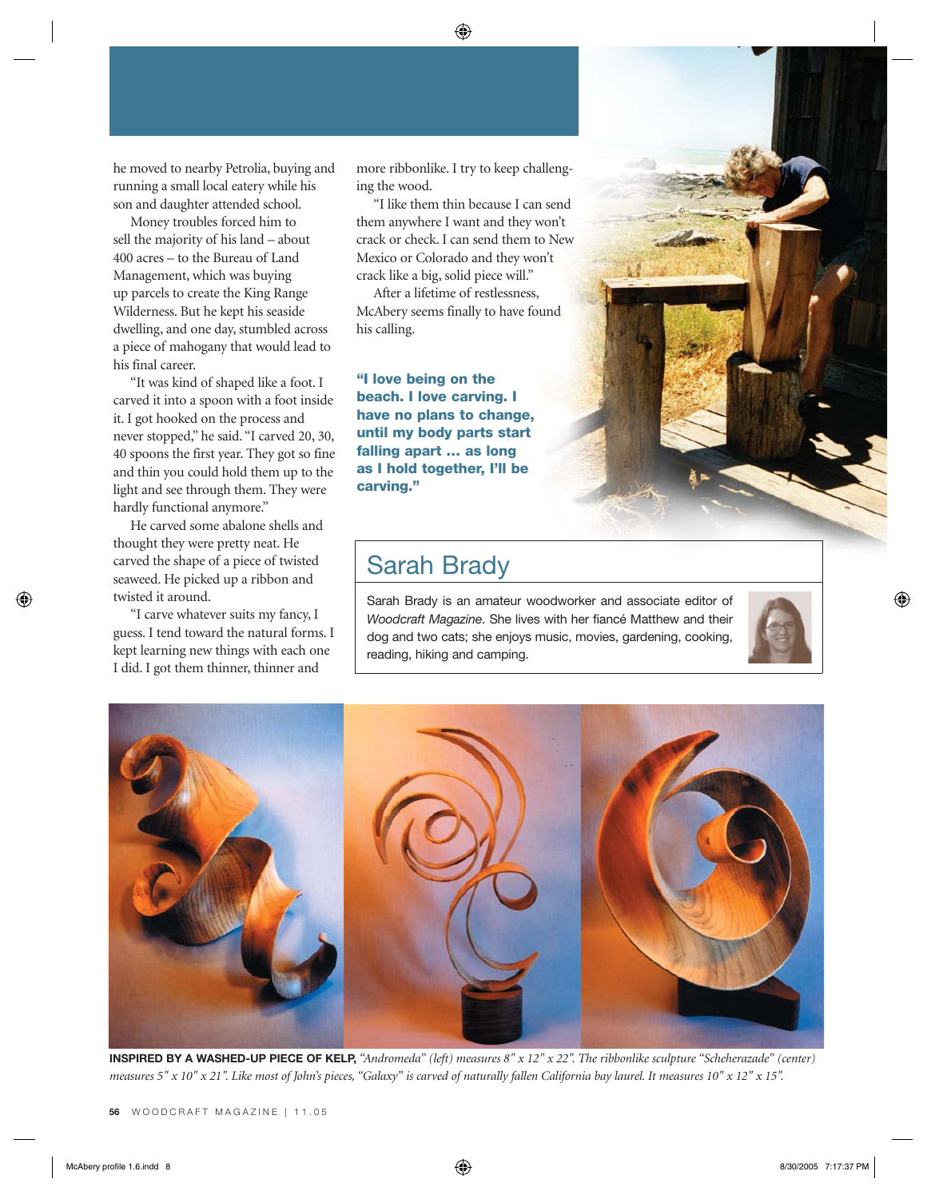he moved to nearby Petrolia, buying and running a small local eatery while his son and daughter attended school.

Money troubles forced him to sell the majority of his land – about 400 acres – to the Bureau of Land Management, which was buying up parcels to create the King Range Wilderness. But he kept his seaside dwelling, and one day, stumbled across a piece of mahogany that would lead to his final career.

"It was kind of shaped like a foot. I carved it into a spoon with a foot inside it. I got hooked on the process and never stopped," he said. "I carved 20, 30, 40 spoons the first year. They got so fine and thin you could hold them up to the light and see through them. They were hardly functional anymore."

He carved some abalone shells and thought they were pretty neat. He carved the shape of a piece of twisted seaweed. He picked up a ribbon and twisted it around.

"I carve whatever suits my fancy, I guess. I tend toward the natural forms. I kept learning new things with each one I did. I got them thinner, thinner and more ribbonlike. I try to keep challenging the wood.

"I like them thin because I can send them anywhere I want and they won't crack or check. I can send them to New Mexico or Colorado and they won't crack like a big, solid piece will."

After a lifetime of restlessness, McAbery seems finally to have found his calling.

**"I love being on the beach. I love carving. I have no plans to change, until my body parts start falling apart … as long as I hold together, I'll be carving."**

## Sarah Brady

Sarah Brady is an amateur woodworker and associate editor of *Woodcraft Magazine*. She lives with her fiancé Matthew and their dog and two cats; she enjoys music, movies, gardening, cooking, reading, hiking and camping.

**INSPIRED BY A WASHED-UP PIECE OF KELP,** *"Andromeda" (left) measures 8" x 12" x 22". The ribbonlike sculpture "Scheherazade" (center) measures 5" x 10" x 21". Like most of John's pieces, "Galaxy" is carved of naturally fallen California bay laurel. It measures 10" x 12" x 15".*